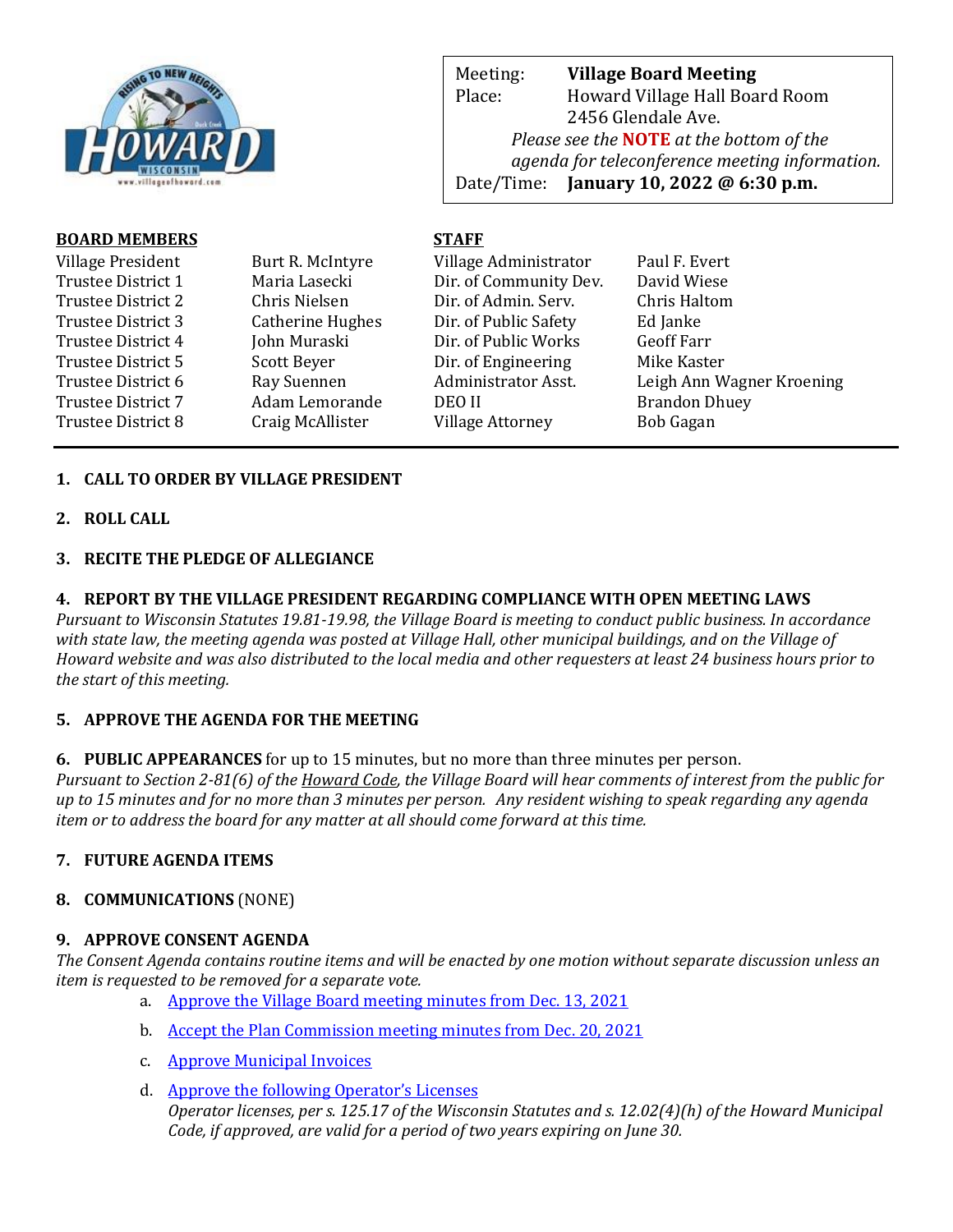| Meeting: | **Village Board Meeting** |
|---|---|
| Place: | Howard Village Hall Board Room<br>2456 Glendale Ave. |
| | *Please see the* ***NOTE*** *at the bottom of the agenda for teleconference meeting information.* |
| Date/Time: | **January 10, 2022 @ 6:30 p.m.** |

**BOARD MEMBERS**

| | |
|---|---|
| Village President | Burt R. McIntyre |
| Trustee District 1 | Maria Lasecki |
| Trustee District 2 | Chris Nielsen |
| Trustee District 3 | Catherine Hughes |
| Trustee District 4 | John Muraski |
| Trustee District 5 | Scott Beyer |
| Trustee District 6 | Ray Suennen |
| Trustee District 7 | Adam Lemorande |
| Trustee District 8 | Craig McAllister |

**STAFF**

| | |
|---|---|
| Village Administrator | Paul F. Evert |
| Dir. of Community Dev. | David Wiese |
| Dir. of Admin. Serv. | Chris Haltom |
| Dir. of Public Safety | Ed Janke |
| Dir. of Public Works | Geoff Farr |
| Dir. of Engineering | Mike Kaster |
| Administrator Asst. | Leigh Ann Wagner Kroening |
| DEO II | Brandon Dhuey |
| Village Attorney | Bob Gagan |

---

1. **CALL TO ORDER BY VILLAGE PRESIDENT**

2. **ROLL CALL**

3. **RECITE THE PLEDGE OF ALLEGIANCE**

4. **REPORT BY THE VILLAGE PRESIDENT REGARDING COMPLIANCE WITH OPEN MEETING LAWS**
   *Pursuant to Wisconsin Statutes 19.81-19.98, the Village Board is meeting to conduct public business. In accordance with state law, the meeting agenda was posted at Village Hall, other municipal buildings, and on the Village of Howard website and was also distributed to the local media and other requesters at least 24 business hours prior to the start of this meeting.*

5. **APPROVE THE AGENDA FOR THE MEETING**

6. **PUBLIC APPEARANCES** for up to 15 minutes, but no more than three minutes per person.
   *Pursuant to Section 2-81(6) of the Howard Code, the Village Board will hear comments of interest from the public for up to 15 minutes and for no more than 3 minutes per person. Any resident wishing to speak regarding any agenda item or to address the board for any matter at all should come forward at this time.*

7. **FUTURE AGENDA ITEMS**

8. **COMMUNICATIONS** (NONE)

9. **APPROVE CONSENT AGENDA**
   *The Consent Agenda contains routine items and will be enacted by one motion without separate discussion unless an item is requested to be removed for a separate vote.*
   a. Approve the Village Board meeting minutes from Dec. 13, 2021
   b. Accept the Plan Commission meeting minutes from Dec. 20, 2021
   c. Approve Municipal Invoices
   d. Approve the following Operator's Licenses
      *Operator licenses, per s. 125.17 of the Wisconsin Statutes and s. 12.02(4)(h) of the Howard Municipal Code, if approved, are valid for a period of two years expiring on June 30.*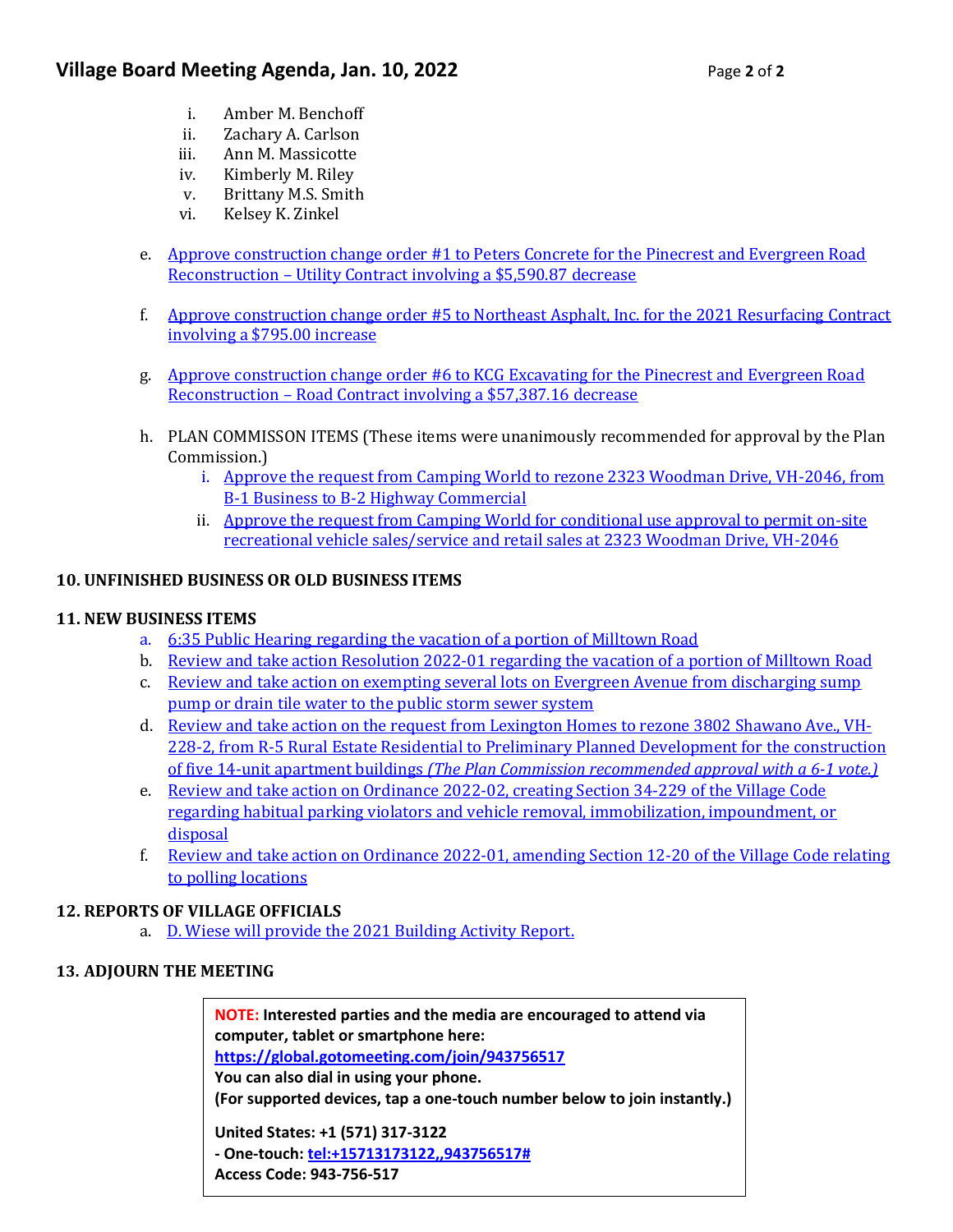i. Amber M. Benchoff
   ii. Zachary A. Carlson
   iii. Ann M. Massicotte
   iv. Kimberly M. Riley
   v. Brittany M.S. Smith
   vi. Kelsey K. Zinkel

e. Approve construction change order #1 to Peters Concrete for the Pinecrest and Evergreen Road Reconstruction – Utility Contract involving a $5,590.87 decrease

f. Approve construction change order #5 to Northeast Asphalt, Inc. for the 2021 Resurfacing Contract involving a $795.00 increase

g. Approve construction change order #6 to KCG Excavating for the Pinecrest and Evergreen Road Reconstruction – Road Contract involving a $57,387.16 decrease

h. PLAN COMMISSON ITEMS (These items were unanimously recommended for approval by the Plan Commission.)
   i. Approve the request from Camping World to rezone 2323 Woodman Drive, VH-2046, from B-1 Business to B-2 Highway Commercial
   ii. Approve the request from Camping World for conditional use approval to permit on-site recreational vehicle sales/service and retail sales at 2323 Woodman Drive, VH-2046

**10. UNFINISHED BUSINESS OR OLD BUSINESS ITEMS**

**11. NEW BUSINESS ITEMS**

a. 6:35 Public Hearing regarding the vacation of a portion of Milltown Road
b. Review and take action Resolution 2022-01 regarding the vacation of a portion of Milltown Road
c. Review and take action on exempting several lots on Evergreen Avenue from discharging sump pump or drain tile water to the public storm sewer system
d. Review and take action on the request from Lexington Homes to rezone 3802 Shawano Ave., VH-228-2, from R-5 Rural Estate Residential to Preliminary Planned Development for the construction of five 14-unit apartment buildings *(The Plan Commission recommended approval with a 6-1 vote.)*
e. Review and take action on Ordinance 2022-02, creating Section 34-229 of the Village Code regarding habitual parking violators and vehicle removal, immobilization, impoundment, or disposal
f. Review and take action on Ordinance 2022-01, amending Section 12-20 of the Village Code relating to polling locations

**12. REPORTS OF VILLAGE OFFICIALS**

a. D. Wiese will provide the 2021 Building Activity Report.

**13. ADJOURN THE MEETING**

**NOTE: Interested parties and the media are encouraged to attend via computer, tablet or smartphone here:**
**https://global.gotomeeting.com/join/943756517**
**You can also dial in using your phone.**
**(For supported devices, tap a one-touch number below to join instantly.)**

**United States: +1 (571) 317-3122**
**- One-touch: tel:+15713173122,,943756517#**
**Access Code: 943-756-517**